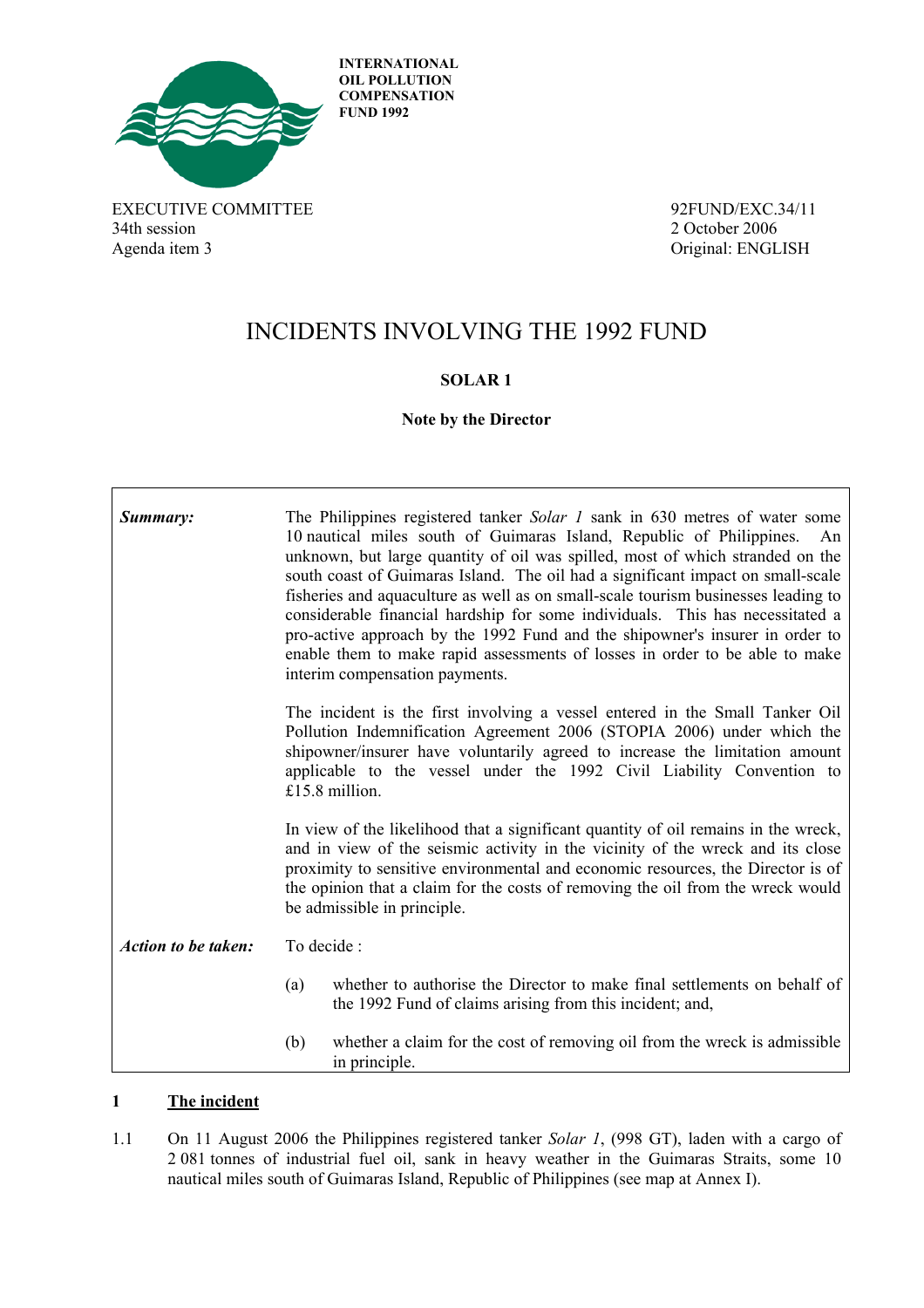INTERNATIONAL OIL POLLUTION COMPENSATION FUND 1992

EXECUTIVE COMMITTEE
34th session
Agenda item 3

92FUND/EXC.34/11
2 October 2006
Original: ENGLISH

# INCIDENTS INVOLVING THE 1992 FUND

## SOLAR 1

**Note by the Director**

| | |
|---|---|
| ***Summary:*** | The Philippines registered tanker *Solar 1* sank in 630 metres of water some 10 nautical miles south of Guimaras Island, Republic of Philippines. An unknown, but large quantity of oil was spilled, most of which stranded on the south coast of Guimaras Island. The oil had a significant impact on small-scale fisheries and aquaculture as well as on small-scale tourism businesses leading to considerable financial hardship for some individuals. This has necessitated a pro-active approach by the 1992 Fund and the shipowner's insurer in order to enable them to make rapid assessments of losses in order to be able to make interim compensation payments.<br><br>The incident is the first involving a vessel entered in the Small Tanker Oil Pollution Indemnification Agreement 2006 (STOPIA 2006) under which the shipowner/insurer have voluntarily agreed to increase the limitation amount applicable to the vessel under the 1992 Civil Liability Convention to £15.8 million.<br><br>In view of the likelihood that a significant quantity of oil remains in the wreck, and in view of the seismic activity in the vicinity of the wreck and its close proximity to sensitive environmental and economic resources, the Director is of the opinion that a claim for the costs of removing the oil from the wreck would be admissible in principle. |
| ***Action to be taken:*** | To decide :<br><br>(a) whether to authorise the Director to make final settlements on behalf of the 1992 Fund of claims arising from this incident; and,<br><br>(b) whether a claim for the cost of removing oil from the wreck is admissible in principle. |

## 1 The incident

1.1 On 11 August 2006 the Philippines registered tanker *Solar 1*, (998 GT), laden with a cargo of 2 081 tonnes of industrial fuel oil, sank in heavy weather in the Guimaras Straits, some 10 nautical miles south of Guimaras Island, Republic of Philippines (see map at Annex I).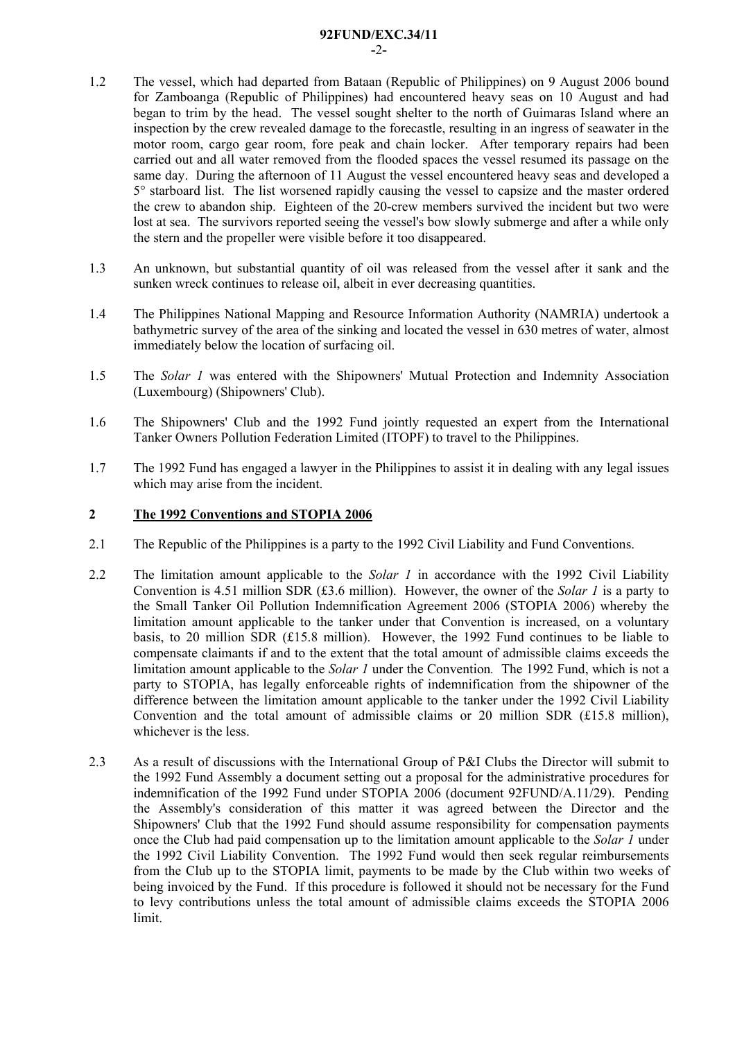1.2 The vessel, which had departed from Bataan (Republic of Philippines) on 9 August 2006 bound for Zamboanga (Republic of Philippines) had encountered heavy seas on 10 August and had began to trim by the head. The vessel sought shelter to the north of Guimaras Island where an inspection by the crew revealed damage to the forecastle, resulting in an ingress of seawater in the motor room, cargo gear room, fore peak and chain locker. After temporary repairs had been carried out and all water removed from the flooded spaces the vessel resumed its passage on the same day. During the afternoon of 11 August the vessel encountered heavy seas and developed a 5° starboard list. The list worsened rapidly causing the vessel to capsize and the master ordered the crew to abandon ship. Eighteen of the 20-crew members survived the incident but two were lost at sea. The survivors reported seeing the vessel's bow slowly submerge and after a while only the stern and the propeller were visible before it too disappeared.

1.3 An unknown, but substantial quantity of oil was released from the vessel after it sank and the sunken wreck continues to release oil, albeit in ever decreasing quantities.

1.4 The Philippines National Mapping and Resource Information Authority (NAMRIA) undertook a bathymetric survey of the area of the sinking and located the vessel in 630 metres of water, almost immediately below the location of surfacing oil.

1.5 The *Solar 1* was entered with the Shipowners' Mutual Protection and Indemnity Association (Luxembourg) (Shipowners' Club).

1.6 The Shipowners' Club and the 1992 Fund jointly requested an expert from the International Tanker Owners Pollution Federation Limited (ITOPF) to travel to the Philippines.

1.7 The 1992 Fund has engaged a lawyer in the Philippines to assist it in dealing with any legal issues which may arise from the incident.

## 2 The 1992 Conventions and STOPIA 2006

2.1 The Republic of the Philippines is a party to the 1992 Civil Liability and Fund Conventions.

2.2 The limitation amount applicable to the *Solar 1* in accordance with the 1992 Civil Liability Convention is 4.51 million SDR (£3.6 million). However, the owner of the *Solar 1* is a party to the Small Tanker Oil Pollution Indemnification Agreement 2006 (STOPIA 2006) whereby the limitation amount applicable to the tanker under that Convention is increased, on a voluntary basis, to 20 million SDR (£15.8 million). However, the 1992 Fund continues to be liable to compensate claimants if and to the extent that the total amount of admissible claims exceeds the limitation amount applicable to the *Solar 1* under the Convention. The 1992 Fund, which is not a party to STOPIA, has legally enforceable rights of indemnification from the shipowner of the difference between the limitation amount applicable to the tanker under the 1992 Civil Liability Convention and the total amount of admissible claims or 20 million SDR (£15.8 million), whichever is the less.

2.3 As a result of discussions with the International Group of P&I Clubs the Director will submit to the 1992 Fund Assembly a document setting out a proposal for the administrative procedures for indemnification of the 1992 Fund under STOPIA 2006 (document 92FUND/A.11/29). Pending the Assembly's consideration of this matter it was agreed between the Director and the Shipowners' Club that the 1992 Fund should assume responsibility for compensation payments once the Club had paid compensation up to the limitation amount applicable to the *Solar 1* under the 1992 Civil Liability Convention. The 1992 Fund would then seek regular reimbursements from the Club up to the STOPIA limit, payments to be made by the Club within two weeks of being invoiced by the Fund. If this procedure is followed it should not be necessary for the Fund to levy contributions unless the total amount of admissible claims exceeds the STOPIA 2006 limit.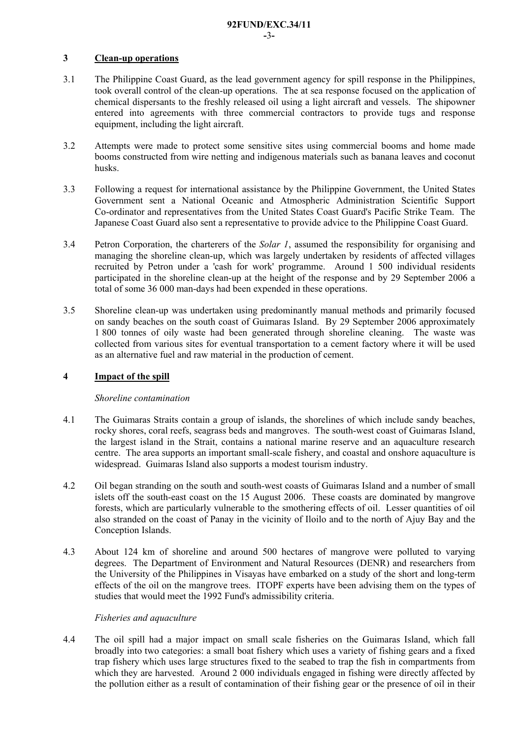## 3 Clean-up operations

3.1 The Philippine Coast Guard, as the lead government agency for spill response in the Philippines, took overall control of the clean-up operations. The at sea response focused on the application of chemical dispersants to the freshly released oil using a light aircraft and vessels. The shipowner entered into agreements with three commercial contractors to provide tugs and response equipment, including the light aircraft.

3.2 Attempts were made to protect some sensitive sites using commercial booms and home made booms constructed from wire netting and indigenous materials such as banana leaves and coconut husks.

3.3 Following a request for international assistance by the Philippine Government, the United States Government sent a National Oceanic and Atmospheric Administration Scientific Support Co-ordinator and representatives from the United States Coast Guard's Pacific Strike Team. The Japanese Coast Guard also sent a representative to provide advice to the Philippine Coast Guard.

3.4 Petron Corporation, the charterers of the *Solar 1*, assumed the responsibility for organising and managing the shoreline clean-up, which was largely undertaken by residents of affected villages recruited by Petron under a 'cash for work' programme. Around 1 500 individual residents participated in the shoreline clean-up at the height of the response and by 29 September 2006 a total of some 36 000 man-days had been expended in these operations.

3.5 Shoreline clean-up was undertaken using predominantly manual methods and primarily focused on sandy beaches on the south coast of Guimaras Island. By 29 September 2006 approximately 1 800 tonnes of oily waste had been generated through shoreline cleaning. The waste was collected from various sites for eventual transportation to a cement factory where it will be used as an alternative fuel and raw material in the production of cement.

## 4 Impact of the spill

*Shoreline contamination*

4.1 The Guimaras Straits contain a group of islands, the shorelines of which include sandy beaches, rocky shores, coral reefs, seagrass beds and mangroves. The south-west coast of Guimaras Island, the largest island in the Strait, contains a national marine reserve and an aquaculture research centre. The area supports an important small-scale fishery, and coastal and onshore aquaculture is widespread. Guimaras Island also supports a modest tourism industry.

4.2 Oil began stranding on the south and south-west coasts of Guimaras Island and a number of small islets off the south-east coast on the 15 August 2006. These coasts are dominated by mangrove forests, which are particularly vulnerable to the smothering effects of oil. Lesser quantities of oil also stranded on the coast of Panay in the vicinity of Iloilo and to the north of Ajuy Bay and the Conception Islands.

4.3 About 124 km of shoreline and around 500 hectares of mangrove were polluted to varying degrees. The Department of Environment and Natural Resources (DENR) and researchers from the University of the Philippines in Visayas have embarked on a study of the short and long-term effects of the oil on the mangrove trees. ITOPF experts have been advising them on the types of studies that would meet the 1992 Fund's admissibility criteria.

*Fisheries and aquaculture*

4.4 The oil spill had a major impact on small scale fisheries on the Guimaras Island, which fall broadly into two categories: a small boat fishery which uses a variety of fishing gears and a fixed trap fishery which uses large structures fixed to the seabed to trap the fish in compartments from which they are harvested. Around 2 000 individuals engaged in fishing were directly affected by the pollution either as a result of contamination of their fishing gear or the presence of oil in their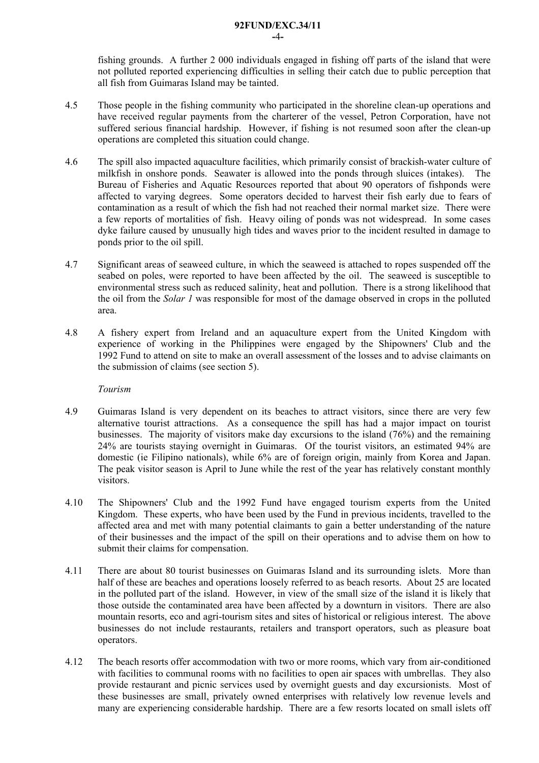fishing grounds. A further 2 000 individuals engaged in fishing off parts of the island that were not polluted reported experiencing difficulties in selling their catch due to public perception that all fish from Guimaras Island may be tainted.

4.5 Those people in the fishing community who participated in the shoreline clean-up operations and have received regular payments from the charterer of the vessel, Petron Corporation, have not suffered serious financial hardship. However, if fishing is not resumed soon after the clean-up operations are completed this situation could change.

4.6 The spill also impacted aquaculture facilities, which primarily consist of brackish-water culture of milkfish in onshore ponds. Seawater is allowed into the ponds through sluices (intakes). The Bureau of Fisheries and Aquatic Resources reported that about 90 operators of fishponds were affected to varying degrees. Some operators decided to harvest their fish early due to fears of contamination as a result of which the fish had not reached their normal market size. There were a few reports of mortalities of fish. Heavy oiling of ponds was not widespread. In some cases dyke failure caused by unusually high tides and waves prior to the incident resulted in damage to ponds prior to the oil spill.

4.7 Significant areas of seaweed culture, in which the seaweed is attached to ropes suspended off the seabed on poles, were reported to have been affected by the oil. The seaweed is susceptible to environmental stress such as reduced salinity, heat and pollution. There is a strong likelihood that the oil from the *Solar 1* was responsible for most of the damage observed in crops in the polluted area.

4.8 A fishery expert from Ireland and an aquaculture expert from the United Kingdom with experience of working in the Philippines were engaged by the Shipowners' Club and the 1992 Fund to attend on site to make an overall assessment of the losses and to advise claimants on the submission of claims (see section 5).

*Tourism*

4.9 Guimaras Island is very dependent on its beaches to attract visitors, since there are very few alternative tourist attractions. As a consequence the spill has had a major impact on tourist businesses. The majority of visitors make day excursions to the island (76%) and the remaining 24% are tourists staying overnight in Guimaras. Of the tourist visitors, an estimated 94% are domestic (ie Filipino nationals), while 6% are of foreign origin, mainly from Korea and Japan. The peak visitor season is April to June while the rest of the year has relatively constant monthly visitors.

4.10 The Shipowners' Club and the 1992 Fund have engaged tourism experts from the United Kingdom. These experts, who have been used by the Fund in previous incidents, travelled to the affected area and met with many potential claimants to gain a better understanding of the nature of their businesses and the impact of the spill on their operations and to advise them on how to submit their claims for compensation.

4.11 There are about 80 tourist businesses on Guimaras Island and its surrounding islets. More than half of these are beaches and operations loosely referred to as beach resorts. About 25 are located in the polluted part of the island. However, in view of the small size of the island it is likely that those outside the contaminated area have been affected by a downturn in visitors. There are also mountain resorts, eco and agri-tourism sites and sites of historical or religious interest. The above businesses do not include restaurants, retailers and transport operators, such as pleasure boat operators.

4.12 The beach resorts offer accommodation with two or more rooms, which vary from air-conditioned with facilities to communal rooms with no facilities to open air spaces with umbrellas. They also provide restaurant and picnic services used by overnight guests and day excursionists. Most of these businesses are small, privately owned enterprises with relatively low revenue levels and many are experiencing considerable hardship. There are a few resorts located on small islets off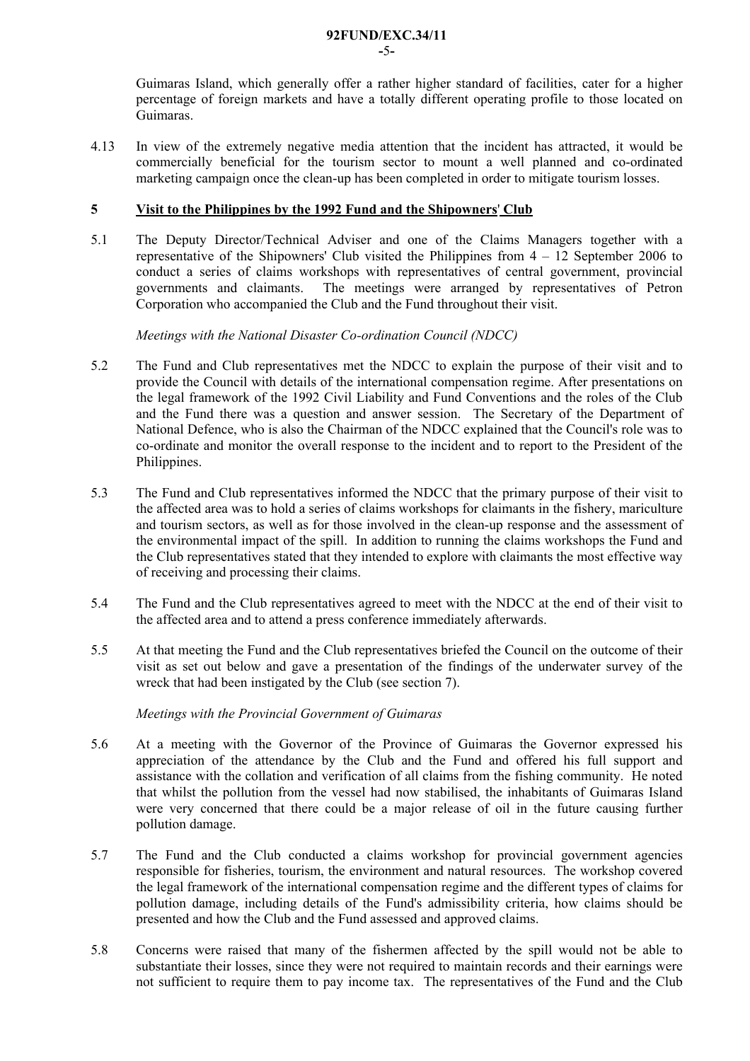Guimaras Island, which generally offer a rather higher standard of facilities, cater for a higher percentage of foreign markets and have a totally different operating profile to those located on Guimaras.

4.13 In view of the extremely negative media attention that the incident has attracted, it would be commercially beneficial for the tourism sector to mount a well planned and co-ordinated marketing campaign once the clean-up has been completed in order to mitigate tourism losses.

## 5 Visit to the Philippines by the 1992 Fund and the Shipowners' Club

5.1 The Deputy Director/Technical Adviser and one of the Claims Managers together with a representative of the Shipowners' Club visited the Philippines from 4 – 12 September 2006 to conduct a series of claims workshops with representatives of central government, provincial governments and claimants. The meetings were arranged by representatives of Petron Corporation who accompanied the Club and the Fund throughout their visit.

*Meetings with the National Disaster Co-ordination Council (NDCC)*

5.2 The Fund and Club representatives met the NDCC to explain the purpose of their visit and to provide the Council with details of the international compensation regime. After presentations on the legal framework of the 1992 Civil Liability and Fund Conventions and the roles of the Club and the Fund there was a question and answer session. The Secretary of the Department of National Defence, who is also the Chairman of the NDCC explained that the Council's role was to co-ordinate and monitor the overall response to the incident and to report to the President of the Philippines.

5.3 The Fund and Club representatives informed the NDCC that the primary purpose of their visit to the affected area was to hold a series of claims workshops for claimants in the fishery, mariculture and tourism sectors, as well as for those involved in the clean-up response and the assessment of the environmental impact of the spill. In addition to running the claims workshops the Fund and the Club representatives stated that they intended to explore with claimants the most effective way of receiving and processing their claims.

5.4 The Fund and the Club representatives agreed to meet with the NDCC at the end of their visit to the affected area and to attend a press conference immediately afterwards.

5.5 At that meeting the Fund and the Club representatives briefed the Council on the outcome of their visit as set out below and gave a presentation of the findings of the underwater survey of the wreck that had been instigated by the Club (see section 7).

*Meetings with the Provincial Government of Guimaras*

5.6 At a meeting with the Governor of the Province of Guimaras the Governor expressed his appreciation of the attendance by the Club and the Fund and offered his full support and assistance with the collation and verification of all claims from the fishing community. He noted that whilst the pollution from the vessel had now stabilised, the inhabitants of Guimaras Island were very concerned that there could be a major release of oil in the future causing further pollution damage.

5.7 The Fund and the Club conducted a claims workshop for provincial government agencies responsible for fisheries, tourism, the environment and natural resources. The workshop covered the legal framework of the international compensation regime and the different types of claims for pollution damage, including details of the Fund's admissibility criteria, how claims should be presented and how the Club and the Fund assessed and approved claims.

5.8 Concerns were raised that many of the fishermen affected by the spill would not be able to substantiate their losses, since they were not required to maintain records and their earnings were not sufficient to require them to pay income tax. The representatives of the Fund and the Club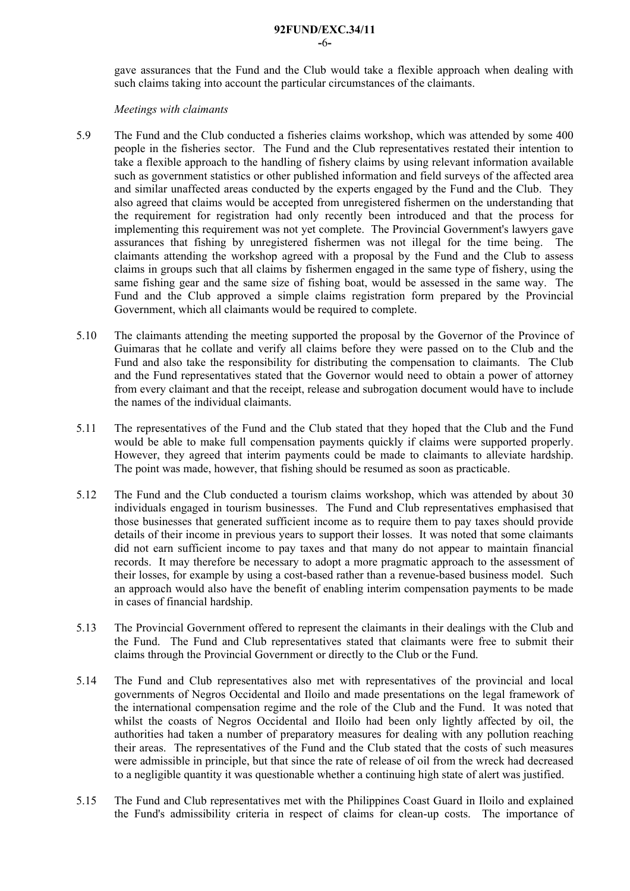gave assurances that the Fund and the Club would take a flexible approach when dealing with such claims taking into account the particular circumstances of the claimants.

*Meetings with claimants*

5.9 The Fund and the Club conducted a fisheries claims workshop, which was attended by some 400 people in the fisheries sector. The Fund and the Club representatives restated their intention to take a flexible approach to the handling of fishery claims by using relevant information available such as government statistics or other published information and field surveys of the affected area and similar unaffected areas conducted by the experts engaged by the Fund and the Club. They also agreed that claims would be accepted from unregistered fishermen on the understanding that the requirement for registration had only recently been introduced and that the process for implementing this requirement was not yet complete. The Provincial Government's lawyers gave assurances that fishing by unregistered fishermen was not illegal for the time being. The claimants attending the workshop agreed with a proposal by the Fund and the Club to assess claims in groups such that all claims by fishermen engaged in the same type of fishery, using the same fishing gear and the same size of fishing boat, would be assessed in the same way. The Fund and the Club approved a simple claims registration form prepared by the Provincial Government, which all claimants would be required to complete.

5.10 The claimants attending the meeting supported the proposal by the Governor of the Province of Guimaras that he collate and verify all claims before they were passed on to the Club and the Fund and also take the responsibility for distributing the compensation to claimants. The Club and the Fund representatives stated that the Governor would need to obtain a power of attorney from every claimant and that the receipt, release and subrogation document would have to include the names of the individual claimants.

5.11 The representatives of the Fund and the Club stated that they hoped that the Club and the Fund would be able to make full compensation payments quickly if claims were supported properly. However, they agreed that interim payments could be made to claimants to alleviate hardship. The point was made, however, that fishing should be resumed as soon as practicable.

5.12 The Fund and the Club conducted a tourism claims workshop, which was attended by about 30 individuals engaged in tourism businesses. The Fund and Club representatives emphasised that those businesses that generated sufficient income as to require them to pay taxes should provide details of their income in previous years to support their losses. It was noted that some claimants did not earn sufficient income to pay taxes and that many do not appear to maintain financial records. It may therefore be necessary to adopt a more pragmatic approach to the assessment of their losses, for example by using a cost-based rather than a revenue-based business model. Such an approach would also have the benefit of enabling interim compensation payments to be made in cases of financial hardship.

5.13 The Provincial Government offered to represent the claimants in their dealings with the Club and the Fund. The Fund and Club representatives stated that claimants were free to submit their claims through the Provincial Government or directly to the Club or the Fund.

5.14 The Fund and Club representatives also met with representatives of the provincial and local governments of Negros Occidental and Iloilo and made presentations on the legal framework of the international compensation regime and the role of the Club and the Fund. It was noted that whilst the coasts of Negros Occidental and Iloilo had been only lightly affected by oil, the authorities had taken a number of preparatory measures for dealing with any pollution reaching their areas. The representatives of the Fund and the Club stated that the costs of such measures were admissible in principle, but that since the rate of release of oil from the wreck had decreased to a negligible quantity it was questionable whether a continuing high state of alert was justified.

5.15 The Fund and Club representatives met with the Philippines Coast Guard in Iloilo and explained the Fund's admissibility criteria in respect of claims for clean-up costs. The importance of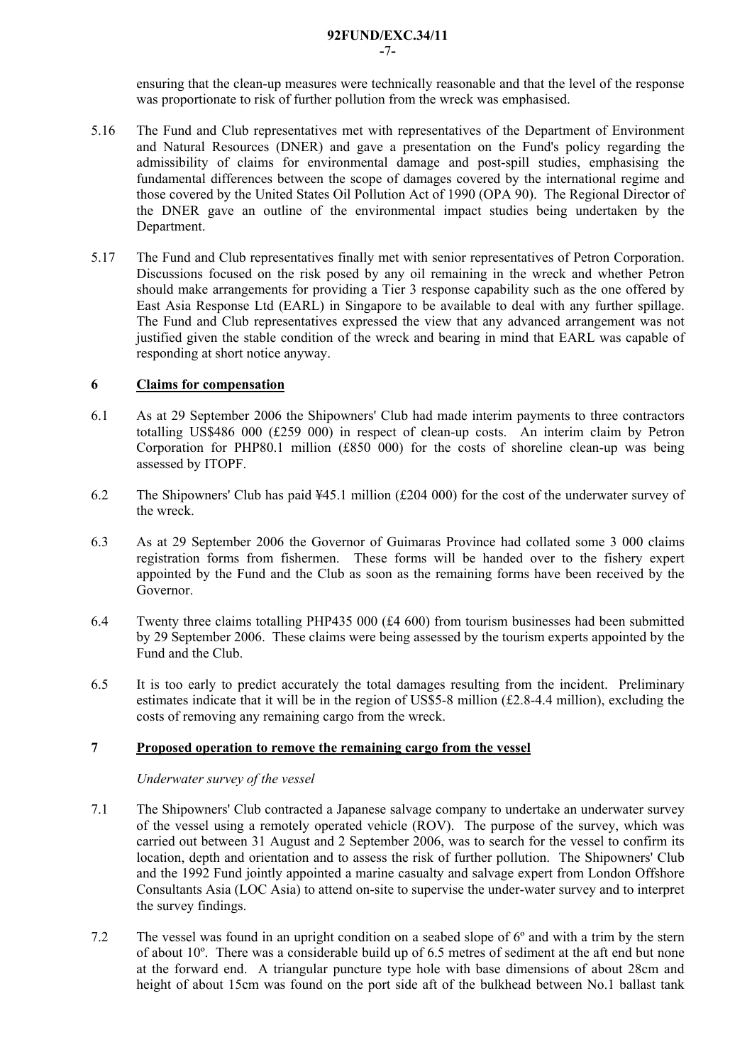ensuring that the clean-up measures were technically reasonable and that the level of the response was proportionate to risk of further pollution from the wreck was emphasised.

5.16 The Fund and Club representatives met with representatives of the Department of Environment and Natural Resources (DNER) and gave a presentation on the Fund's policy regarding the admissibility of claims for environmental damage and post-spill studies, emphasising the fundamental differences between the scope of damages covered by the international regime and those covered by the United States Oil Pollution Act of 1990 (OPA 90). The Regional Director of the DNER gave an outline of the environmental impact studies being undertaken by the Department.

5.17 The Fund and Club representatives finally met with senior representatives of Petron Corporation. Discussions focused on the risk posed by any oil remaining in the wreck and whether Petron should make arrangements for providing a Tier 3 response capability such as the one offered by East Asia Response Ltd (EARL) in Singapore to be available to deal with any further spillage. The Fund and Club representatives expressed the view that any advanced arrangement was not justified given the stable condition of the wreck and bearing in mind that EARL was capable of responding at short notice anyway.

## 6 <u>Claims for compensation</u>

6.1 As at 29 September 2006 the Shipowners' Club had made interim payments to three contractors totalling US$486 000 (£259 000) in respect of clean-up costs. An interim claim by Petron Corporation for PHP80.1 million (£850 000) for the costs of shoreline clean-up was being assessed by ITOPF.

6.2 The Shipowners' Club has paid ¥45.1 million (£204 000) for the cost of the underwater survey of the wreck.

6.3 As at 29 September 2006 the Governor of Guimaras Province had collated some 3 000 claims registration forms from fishermen. These forms will be handed over to the fishery expert appointed by the Fund and the Club as soon as the remaining forms have been received by the Governor.

6.4 Twenty three claims totalling PHP435 000 (£4 600) from tourism businesses had been submitted by 29 September 2006. These claims were being assessed by the tourism experts appointed by the Fund and the Club.

6.5 It is too early to predict accurately the total damages resulting from the incident. Preliminary estimates indicate that it will be in the region of US$5-8 million (£2.8-4.4 million), excluding the costs of removing any remaining cargo from the wreck.

## 7 <u>Proposed operation to remove the remaining cargo from the vessel</u>

*Underwater survey of the vessel*

7.1 The Shipowners' Club contracted a Japanese salvage company to undertake an underwater survey of the vessel using a remotely operated vehicle (ROV). The purpose of the survey, which was carried out between 31 August and 2 September 2006, was to search for the vessel to confirm its location, depth and orientation and to assess the risk of further pollution. The Shipowners' Club and the 1992 Fund jointly appointed a marine casualty and salvage expert from London Offshore Consultants Asia (LOC Asia) to attend on-site to supervise the under-water survey and to interpret the survey findings.

7.2 The vessel was found in an upright condition on a seabed slope of 6º and with a trim by the stern of about 10º. There was a considerable build up of 6.5 metres of sediment at the aft end but none at the forward end. A triangular puncture type hole with base dimensions of about 28cm and height of about 15cm was found on the port side aft of the bulkhead between No.1 ballast tank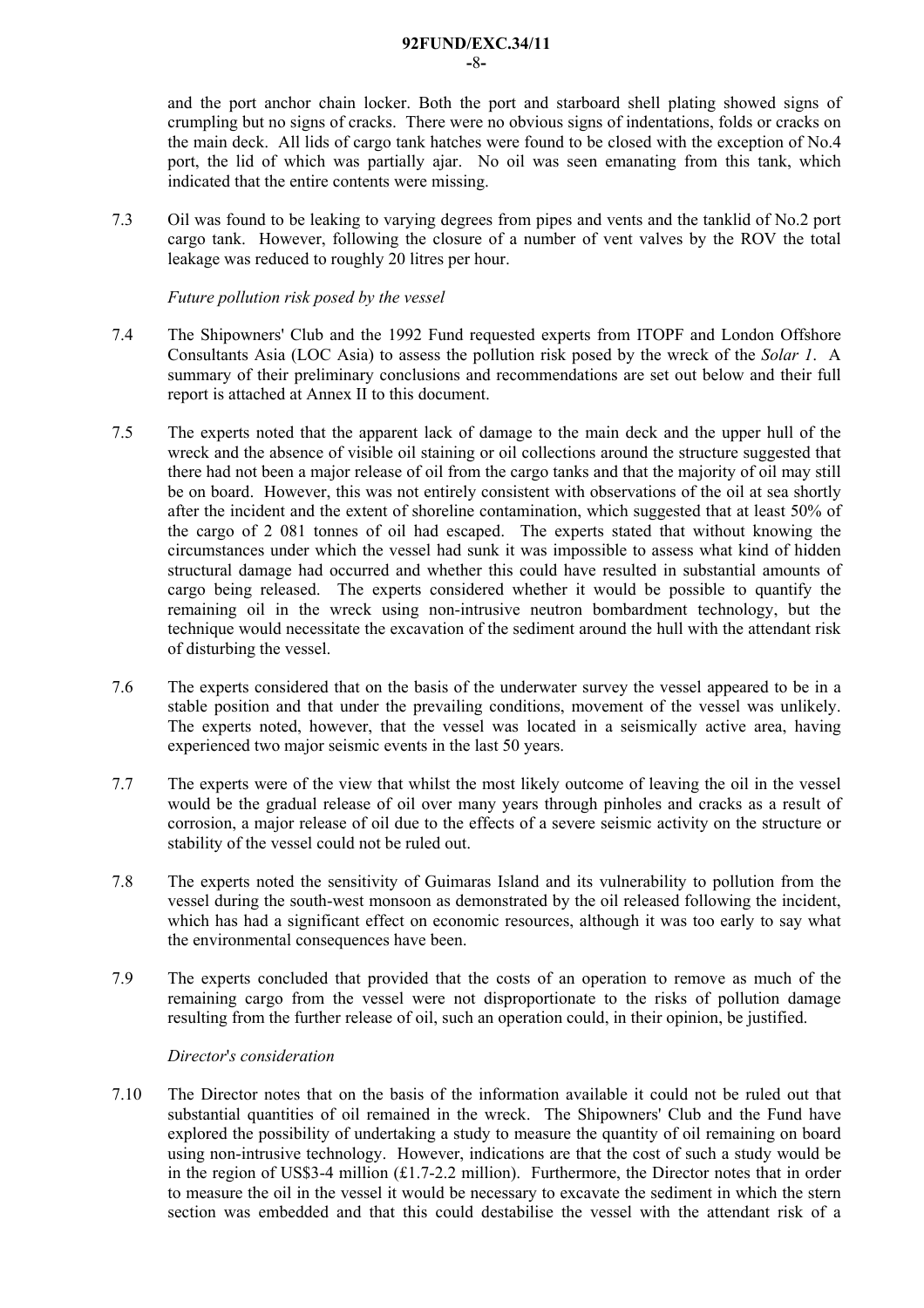and the port anchor chain locker. Both the port and starboard shell plating showed signs of crumpling but no signs of cracks. There were no obvious signs of indentations, folds or cracks on the main deck. All lids of cargo tank hatches were found to be closed with the exception of No.4 port, the lid of which was partially ajar. No oil was seen emanating from this tank, which indicated that the entire contents were missing.

7.3 Oil was found to be leaking to varying degrees from pipes and vents and the tanklid of No.2 port cargo tank. However, following the closure of a number of vent valves by the ROV the total leakage was reduced to roughly 20 litres per hour.

*Future pollution risk posed by the vessel*

7.4 The Shipowners' Club and the 1992 Fund requested experts from ITOPF and London Offshore Consultants Asia (LOC Asia) to assess the pollution risk posed by the wreck of the *Solar 1*. A summary of their preliminary conclusions and recommendations are set out below and their full report is attached at Annex II to this document.

7.5 The experts noted that the apparent lack of damage to the main deck and the upper hull of the wreck and the absence of visible oil staining or oil collections around the structure suggested that there had not been a major release of oil from the cargo tanks and that the majority of oil may still be on board. However, this was not entirely consistent with observations of the oil at sea shortly after the incident and the extent of shoreline contamination, which suggested that at least 50% of the cargo of 2 081 tonnes of oil had escaped. The experts stated that without knowing the circumstances under which the vessel had sunk it was impossible to assess what kind of hidden structural damage had occurred and whether this could have resulted in substantial amounts of cargo being released. The experts considered whether it would be possible to quantify the remaining oil in the wreck using non-intrusive neutron bombardment technology, but the technique would necessitate the excavation of the sediment around the hull with the attendant risk of disturbing the vessel.

7.6 The experts considered that on the basis of the underwater survey the vessel appeared to be in a stable position and that under the prevailing conditions, movement of the vessel was unlikely. The experts noted, however, that the vessel was located in a seismically active area, having experienced two major seismic events in the last 50 years.

7.7 The experts were of the view that whilst the most likely outcome of leaving the oil in the vessel would be the gradual release of oil over many years through pinholes and cracks as a result of corrosion, a major release of oil due to the effects of a severe seismic activity on the structure or stability of the vessel could not be ruled out.

7.8 The experts noted the sensitivity of Guimaras Island and its vulnerability to pollution from the vessel during the south-west monsoon as demonstrated by the oil released following the incident, which has had a significant effect on economic resources, although it was too early to say what the environmental consequences have been.

7.9 The experts concluded that provided that the costs of an operation to remove as much of the remaining cargo from the vessel were not disproportionate to the risks of pollution damage resulting from the further release of oil, such an operation could, in their opinion, be justified.

*Director's consideration*

7.10 The Director notes that on the basis of the information available it could not be ruled out that substantial quantities of oil remained in the wreck. The Shipowners' Club and the Fund have explored the possibility of undertaking a study to measure the quantity of oil remaining on board using non-intrusive technology. However, indications are that the cost of such a study would be in the region of US$3-4 million (£1.7-2.2 million). Furthermore, the Director notes that in order to measure the oil in the vessel it would be necessary to excavate the sediment in which the stern section was embedded and that this could destabilise the vessel with the attendant risk of a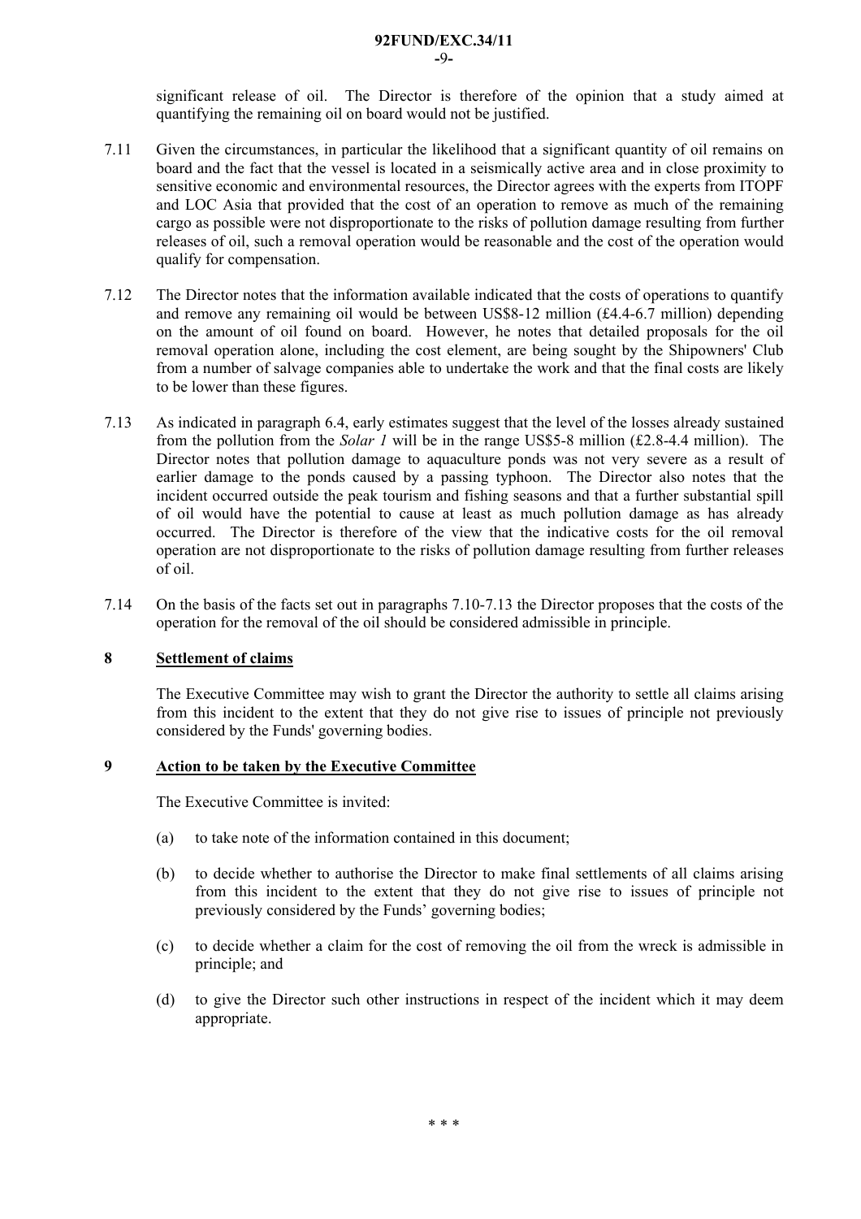significant release of oil. The Director is therefore of the opinion that a study aimed at quantifying the remaining oil on board would not be justified.

7.11 Given the circumstances, in particular the likelihood that a significant quantity of oil remains on board and the fact that the vessel is located in a seismically active area and in close proximity to sensitive economic and environmental resources, the Director agrees with the experts from ITOPF and LOC Asia that provided that the cost of an operation to remove as much of the remaining cargo as possible were not disproportionate to the risks of pollution damage resulting from further releases of oil, such a removal operation would be reasonable and the cost of the operation would qualify for compensation.

7.12 The Director notes that the information available indicated that the costs of operations to quantify and remove any remaining oil would be between US$8-12 million (£4.4-6.7 million) depending on the amount of oil found on board. However, he notes that detailed proposals for the oil removal operation alone, including the cost element, are being sought by the Shipowners' Club from a number of salvage companies able to undertake the work and that the final costs are likely to be lower than these figures.

7.13 As indicated in paragraph 6.4, early estimates suggest that the level of the losses already sustained from the pollution from the *Solar 1* will be in the range US$5-8 million (£2.8-4.4 million). The Director notes that pollution damage to aquaculture ponds was not very severe as a result of earlier damage to the ponds caused by a passing typhoon. The Director also notes that the incident occurred outside the peak tourism and fishing seasons and that a further substantial spill of oil would have the potential to cause at least as much pollution damage as has already occurred. The Director is therefore of the view that the indicative costs for the oil removal operation are not disproportionate to the risks of pollution damage resulting from further releases of oil.

7.14 On the basis of the facts set out in paragraphs 7.10-7.13 the Director proposes that the costs of the operation for the removal of the oil should be considered admissible in principle.

## 8 Settlement of claims

The Executive Committee may wish to grant the Director the authority to settle all claims arising from this incident to the extent that they do not give rise to issues of principle not previously considered by the Funds' governing bodies.

## 9 Action to be taken by the Executive Committee

The Executive Committee is invited:

(a) to take note of the information contained in this document;

(b) to decide whether to authorise the Director to make final settlements of all claims arising from this incident to the extent that they do not give rise to issues of principle not previously considered by the Funds' governing bodies;

(c) to decide whether a claim for the cost of removing the oil from the wreck is admissible in principle; and

(d) to give the Director such other instructions in respect of the incident which it may deem appropriate.

\* \* \*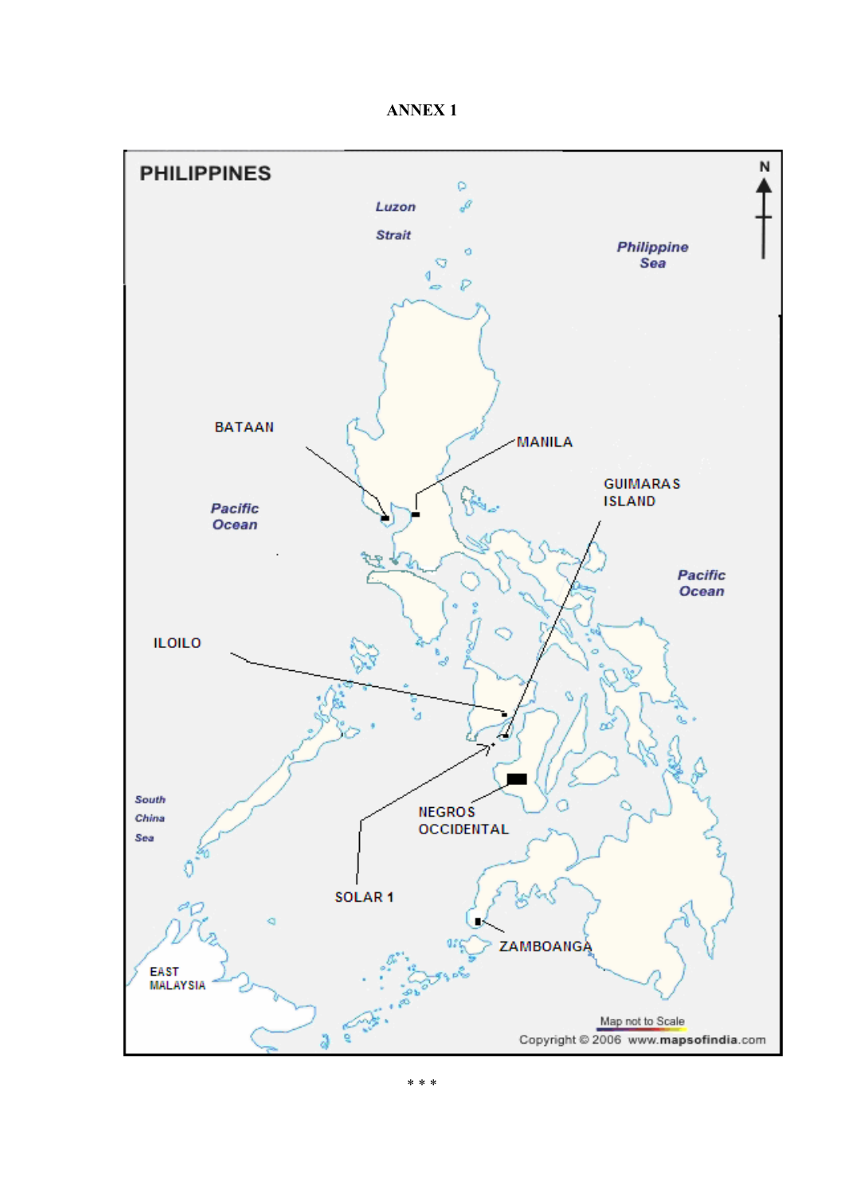**ANNEX 1**

PHILIPPINES

Luzon Strait

Philippine Sea

BATAAN

MANILA

GUIMARAS ISLAND

Pacific Ocean

Pacific Ocean

ILOILO

South China Sea

NEGROS OCCIDENTAL

SOLAR 1

ZAMBOANGA

EAST MALAYSIA

Map not to Scale

Copyright © 2006 www.mapsofindia.com

\* \* \*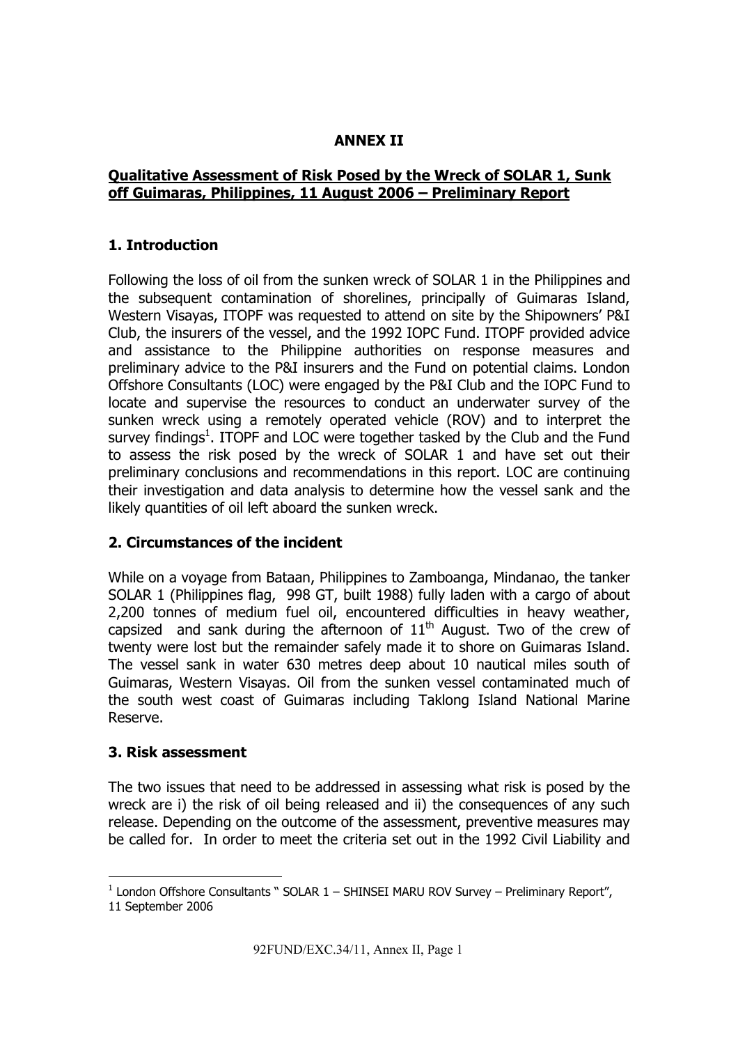**ANNEX II**

**Qualitative Assessment of Risk Posed by the Wreck of SOLAR 1, Sunk off Guimaras, Philippines, 11 August 2006 – Preliminary Report**

## 1. Introduction

Following the loss of oil from the sunken wreck of SOLAR 1 in the Philippines and the subsequent contamination of shorelines, principally of Guimaras Island, Western Visayas, ITOPF was requested to attend on site by the Shipowners' P&I Club, the insurers of the vessel, and the 1992 IOPC Fund. ITOPF provided advice and assistance to the Philippine authorities on response measures and preliminary advice to the P&I insurers and the Fund on potential claims. London Offshore Consultants (LOC) were engaged by the P&I Club and the IOPC Fund to locate and supervise the resources to conduct an underwater survey of the sunken wreck using a remotely operated vehicle (ROV) and to interpret the survey findings[1]. ITOPF and LOC were together tasked by the Club and the Fund to assess the risk posed by the wreck of SOLAR 1 and have set out their preliminary conclusions and recommendations in this report. LOC are continuing their investigation and data analysis to determine how the vessel sank and the likely quantities of oil left aboard the sunken wreck.

## 2. Circumstances of the incident

While on a voyage from Bataan, Philippines to Zamboanga, Mindanao, the tanker SOLAR 1 (Philippines flag, 998 GT, built 1988) fully laden with a cargo of about 2,200 tonnes of medium fuel oil, encountered difficulties in heavy weather, capsized and sank during the afternoon of 11th August. Two of the crew of twenty were lost but the remainder safely made it to shore on Guimaras Island. The vessel sank in water 630 metres deep about 10 nautical miles south of Guimaras, Western Visayas. Oil from the sunken vessel contaminated much of the south west coast of Guimaras including Taklong Island National Marine Reserve.

## 3. Risk assessment

The two issues that need to be addressed in assessing what risk is posed by the wreck are i) the risk of oil being released and ii) the consequences of any such release. Depending on the outcome of the assessment, preventive measures may be called for. In order to meet the criteria set out in the 1992 Civil Liability and

[1] London Offshore Consultants " SOLAR 1 – SHINSEI MARU ROV Survey – Preliminary Report", 11 September 2006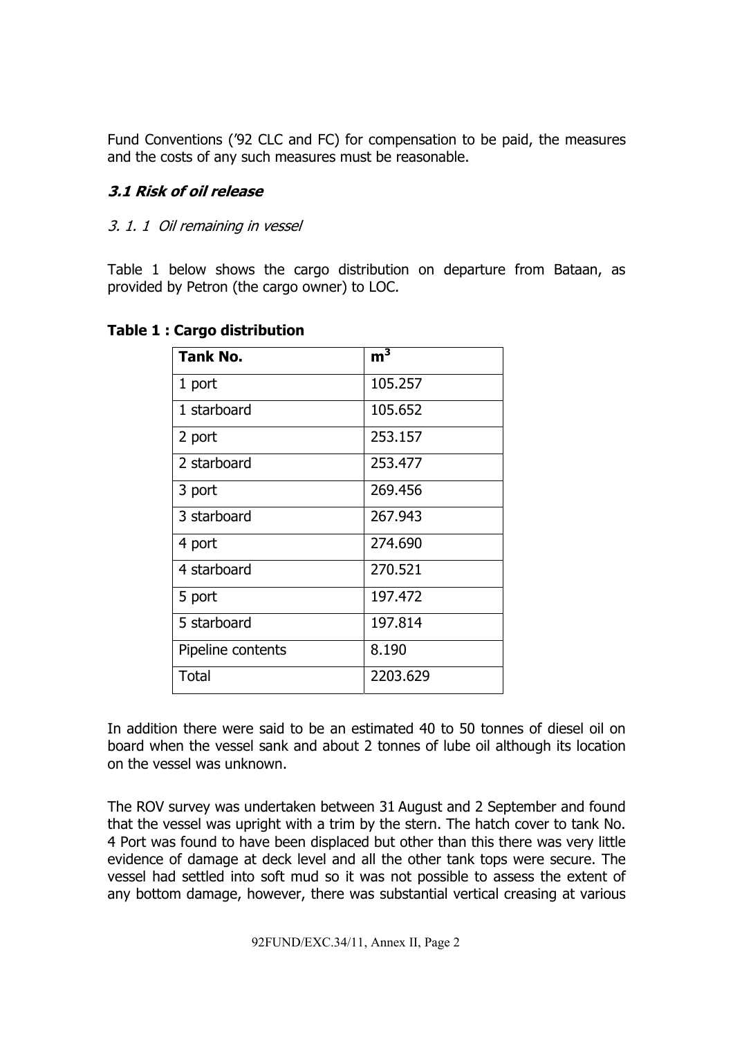Fund Conventions ('92 CLC and FC) for compensation to be paid, the measures and the costs of any such measures must be reasonable.

### *3.1 Risk of oil release*

#### *3. 1. 1 Oil remaining in vessel*

Table 1 below shows the cargo distribution on departure from Bataan, as provided by Petron (the cargo owner) to LOC.

**Table 1 : Cargo distribution**

| Tank No. | $m^3$ |
|---|---|
| 1 port | 105.257 |
| 1 starboard | 105.652 |
| 2 port | 253.157 |
| 2 starboard | 253.477 |
| 3 port | 269.456 |
| 3 starboard | 267.943 |
| 4 port | 274.690 |
| 4 starboard | 270.521 |
| 5 port | 197.472 |
| 5 starboard | 197.814 |
| Pipeline contents | 8.190 |
| Total | 2203.629 |

In addition there were said to be an estimated 40 to 50 tonnes of diesel oil on board when the vessel sank and about 2 tonnes of lube oil although its location on the vessel was unknown.

The ROV survey was undertaken between 31 August and 2 September and found that the vessel was upright with a trim by the stern. The hatch cover to tank No. 4 Port was found to have been displaced but other than this there was very little evidence of damage at deck level and all the other tank tops were secure. The vessel had settled into soft mud so it was not possible to assess the extent of any bottom damage, however, there was substantial vertical creasing at various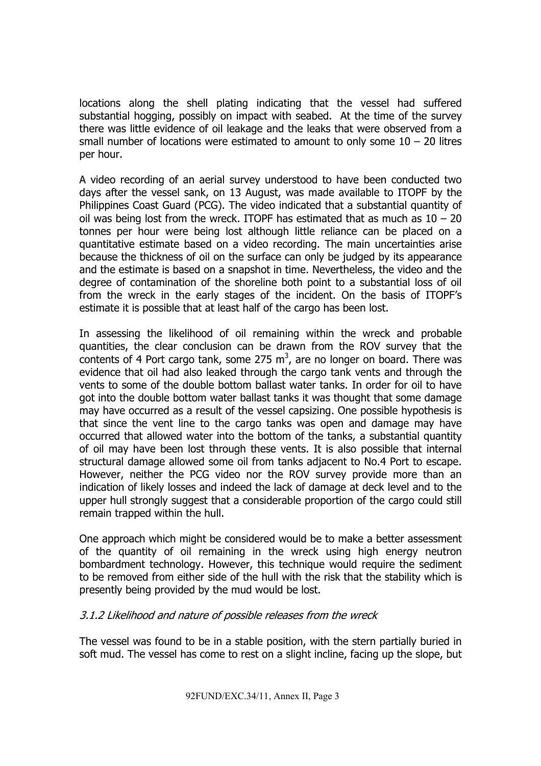locations along the shell plating indicating that the vessel had suffered substantial hogging, possibly on impact with seabed. At the time of the survey there was little evidence of oil leakage and the leaks that were observed from a small number of locations were estimated to amount to only some 10 – 20 litres per hour.

A video recording of an aerial survey understood to have been conducted two days after the vessel sank, on 13 August, was made available to ITOPF by the Philippines Coast Guard (PCG). The video indicated that a substantial quantity of oil was being lost from the wreck. ITOPF has estimated that as much as 10 – 20 tonnes per hour were being lost although little reliance can be placed on a quantitative estimate based on a video recording. The main uncertainties arise because the thickness of oil on the surface can only be judged by its appearance and the estimate is based on a snapshot in time. Nevertheless, the video and the degree of contamination of the shoreline both point to a substantial loss of oil from the wreck in the early stages of the incident. On the basis of ITOPF's estimate it is possible that at least half of the cargo has been lost.

In assessing the likelihood of oil remaining within the wreck and probable quantities, the clear conclusion can be drawn from the ROV survey that the contents of 4 Port cargo tank, some 275 $m^3$, are no longer on board. There was evidence that oil had also leaked through the cargo tank vents and through the vents to some of the double bottom ballast water tanks. In order for oil to have got into the double bottom water ballast tanks it was thought that some damage may have occurred as a result of the vessel capsizing. One possible hypothesis is that since the vent line to the cargo tanks was open and damage may have occurred that allowed water into the bottom of the tanks, a substantial quantity of oil may have been lost through these vents. It is also possible that internal structural damage allowed some oil from tanks adjacent to No.4 Port to escape. However, neither the PCG video nor the ROV survey provide more than an indication of likely losses and indeed the lack of damage at deck level and to the upper hull strongly suggest that a considerable proportion of the cargo could still remain trapped within the hull.

One approach which might be considered would be to make a better assessment of the quantity of oil remaining in the wreck using high energy neutron bombardment technology. However, this technique would require the sediment to be removed from either side of the hull with the risk that the stability which is presently being provided by the mud would be lost.

#### *3.1.2 Likelihood and nature of possible releases from the wreck*

The vessel was found to be in a stable position, with the stern partially buried in soft mud. The vessel has come to rest on a slight incline, facing up the slope, but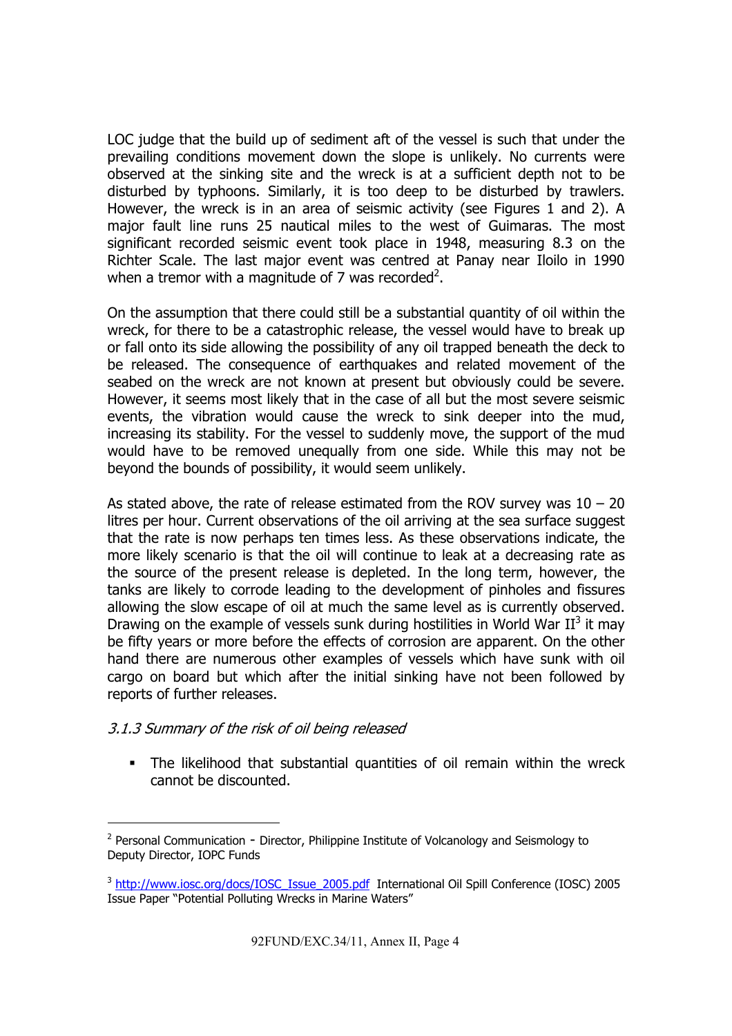LOC judge that the build up of sediment aft of the vessel is such that under the prevailing conditions movement down the slope is unlikely. No currents were observed at the sinking site and the wreck is at a sufficient depth not to be disturbed by typhoons. Similarly, it is too deep to be disturbed by trawlers. However, the wreck is in an area of seismic activity (see Figures 1 and 2). A major fault line runs 25 nautical miles to the west of Guimaras. The most significant recorded seismic event took place in 1948, measuring 8.3 on the Richter Scale. The last major event was centred at Panay near Iloilo in 1990 when a tremor with a magnitude of 7 was recorded[2].

On the assumption that there could still be a substantial quantity of oil within the wreck, for there to be a catastrophic release, the vessel would have to break up or fall onto its side allowing the possibility of any oil trapped beneath the deck to be released. The consequence of earthquakes and related movement of the seabed on the wreck are not known at present but obviously could be severe. However, it seems most likely that in the case of all but the most severe seismic events, the vibration would cause the wreck to sink deeper into the mud, increasing its stability. For the vessel to suddenly move, the support of the mud would have to be removed unequally from one side. While this may not be beyond the bounds of possibility, it would seem unlikely.

As stated above, the rate of release estimated from the ROV survey was 10 – 20 litres per hour. Current observations of the oil arriving at the sea surface suggest that the rate is now perhaps ten times less. As these observations indicate, the more likely scenario is that the oil will continue to leak at a decreasing rate as the source of the present release is depleted. In the long term, however, the tanks are likely to corrode leading to the development of pinholes and fissures allowing the slow escape of oil at much the same level as is currently observed. Drawing on the example of vessels sunk during hostilities in World War II[3] it may be fifty years or more before the effects of corrosion are apparent. On the other hand there are numerous other examples of vessels which have sunk with oil cargo on board but which after the initial sinking have not been followed by reports of further releases.

### *3.1.3 Summary of the risk of oil being released*

- The likelihood that substantial quantities of oil remain within the wreck cannot be discounted.

---

[2] Personal Communication - Director, Philippine Institute of Volcanology and Seismology to Deputy Director, IOPC Funds

[3] http://www.iosc.org/docs/IOSC_Issue_2005.pdf International Oil Spill Conference (IOSC) 2005 Issue Paper "Potential Polluting Wrecks in Marine Waters"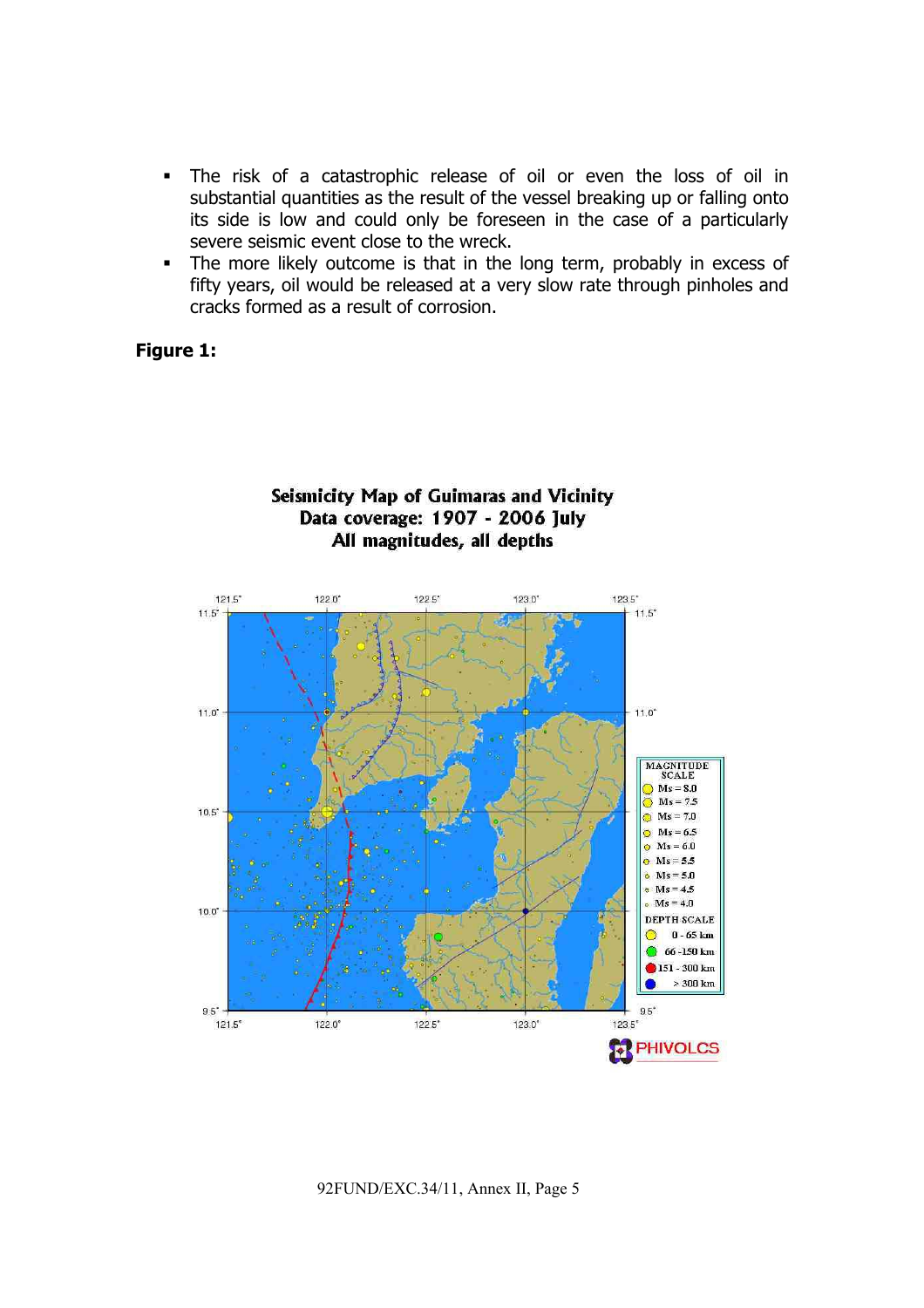- The risk of a catastrophic release of oil or even the loss of oil in substantial quantities as the result of the vessel breaking up or falling onto its side is low and could only be foreseen in the case of a particularly severe seismic event close to the wreck.
- The more likely outcome is that in the long term, probably in excess of fifty years, oil would be released at a very slow rate through pinholes and cracks formed as a result of corrosion.

**Figure 1:**

**Seismicity Map of Guimaras and Vicinity**
**Data coverage: 1907 - 2006 July**
**All magnitudes, all depths**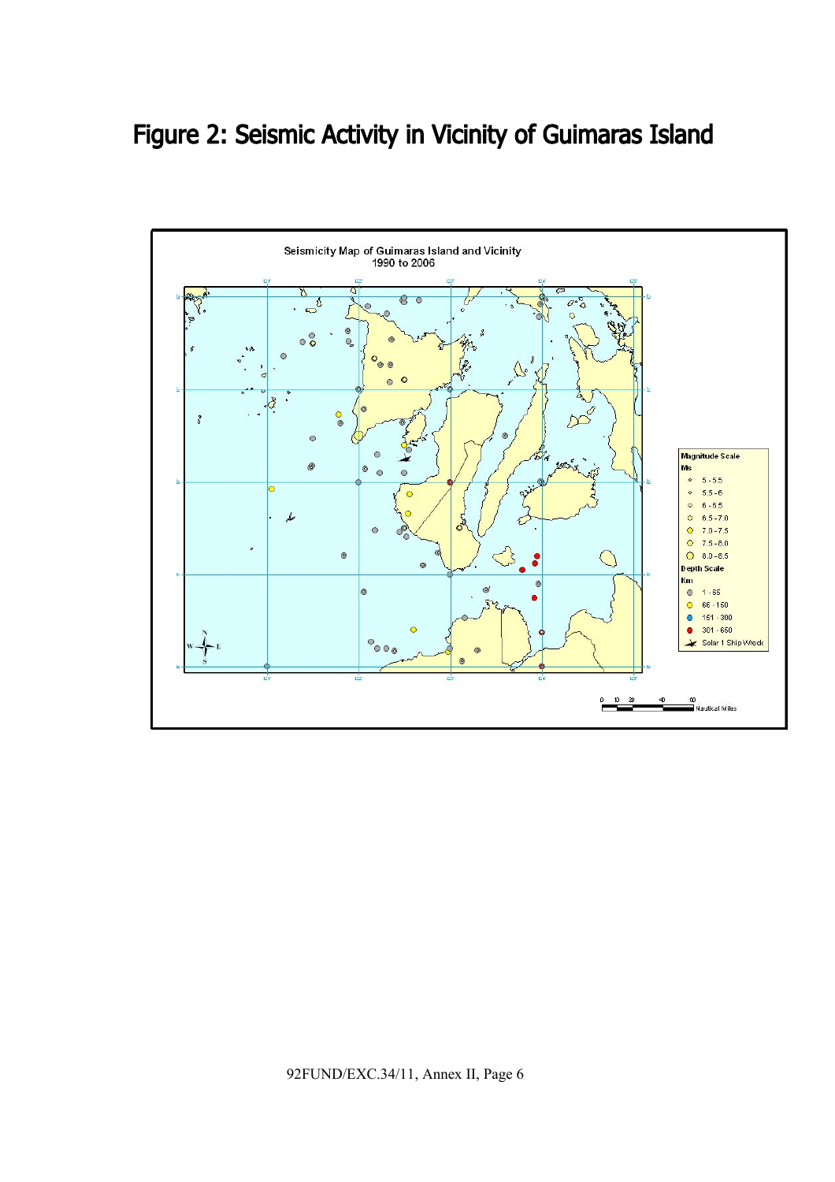# Figure 2: Seismic Activity in Vicinity of Guimaras Island

Seismicity Map of Guimaras Island and Vicinity
1990 to 2006

**Magnitude Scale**
**Ms**

- 5 - 5.5
- 5.5 - 6
- 6 - 6.5
- 6.5 - 7.0
- 7.0 - 7.5
- 7.5 - 8.0
- 8.0 - 8.5

**Depth Scale**
**Km**

- 1 - 65
- 66 - 150
- 151 - 300
- 301 - 650
- Solar 1 Ship Wreck

0 10 20 40 60
Nautical Miles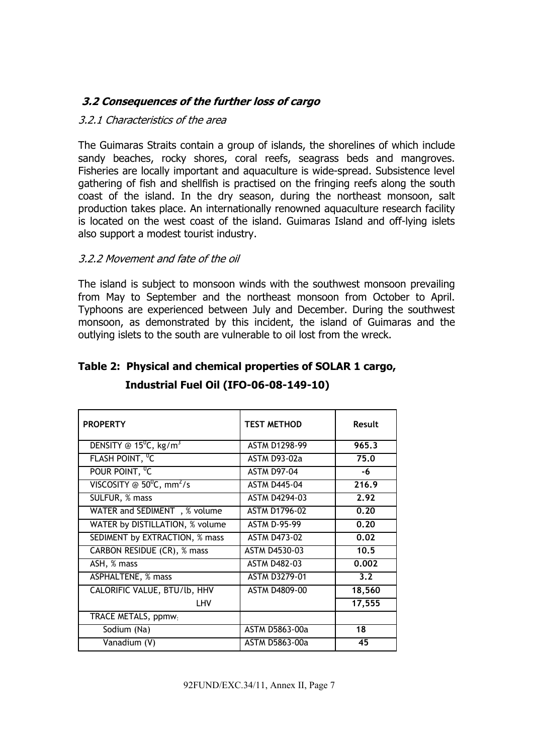### *3.2 Consequences of the further loss of cargo*

*3.2.1 Characteristics of the area*

The Guimaras Straits contain a group of islands, the shorelines of which include sandy beaches, rocky shores, coral reefs, seagrass beds and mangroves. Fisheries are locally important and aquaculture is wide-spread. Subsistence level gathering of fish and shellfish is practised on the fringing reefs along the south coast of the island. In the dry season, during the northeast monsoon, salt production takes place. An internationally renowned aquaculture research facility is located on the west coast of the island. Guimaras Island and off-lying islets also support a modest tourist industry.

*3.2.2 Movement and fate of the oil*

The island is subject to monsoon winds with the southwest monsoon prevailing from May to September and the northeast monsoon from October to April. Typhoons are experienced between July and December. During the southwest monsoon, as demonstrated by this incident, the island of Guimaras and the outlying islets to the south are vulnerable to oil lost from the wreck.

**Table 2: Physical and chemical properties of SOLAR 1 cargo, Industrial Fuel Oil (IFO-06-08-149-10)**

| PROPERTY | TEST METHOD | Result |
|---|---|---|
| DENSITY @ $15^0$C, kg/$m^3$ | ASTM D1298-99 | **965.3** |
| FLASH POINT, $^0$C | ASTM D93-02a | **75.0** |
| POUR POINT, $^0$C | ASTM D97-04 | **-6** |
| VISCOSITY @ $50^0$C, $mm^2$/s | ASTM D445-04 | **216.9** |
| SULFUR, % mass | ASTM D4294-03 | **2.92** |
| WATER and SEDIMENT , % volume | ASTM D1796-02 | **0.20** |
| WATER by DISTILLATION, % volume | ASTM D-95-99 | **0.20** |
| SEDIMENT by EXTRACTION, % mass | ASTM D473-02 | **0.02** |
| CARBON RESIDUE (CR), % mass | ASTM D4530-03 | **10.5** |
| ASH, % mass | ASTM D482-03 | **0.002** |
| ASPHALTENE, % mass | ASTM D3279-01 | **3.2** |
| CALORIFIC VALUE, BTU/lb, HHV | ASTM D4809-00 | **18,560** |
| LHV | | **17,555** |
| TRACE METALS, ppmw: | | |
| Sodium (Na) | ASTM D5863-00a | **18** |
| Vanadium (V) | ASTM D5863-00a | **45** |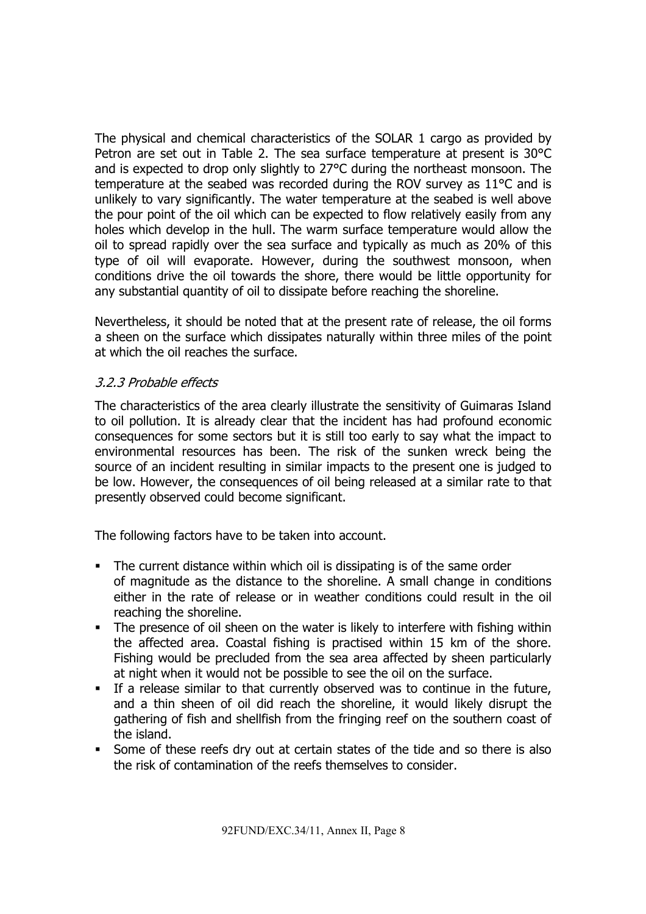The physical and chemical characteristics of the SOLAR 1 cargo as provided by Petron are set out in Table 2. The sea surface temperature at present is 30°C and is expected to drop only slightly to 27°C during the northeast monsoon. The temperature at the seabed was recorded during the ROV survey as 11°C and is unlikely to vary significantly. The water temperature at the seabed is well above the pour point of the oil which can be expected to flow relatively easily from any holes which develop in the hull. The warm surface temperature would allow the oil to spread rapidly over the sea surface and typically as much as 20% of this type of oil will evaporate. However, during the southwest monsoon, when conditions drive the oil towards the shore, there would be little opportunity for any substantial quantity of oil to dissipate before reaching the shoreline.

Nevertheless, it should be noted that at the present rate of release, the oil forms a sheen on the surface which dissipates naturally within three miles of the point at which the oil reaches the surface.

### *3.2.3 Probable effects*

The characteristics of the area clearly illustrate the sensitivity of Guimaras Island to oil pollution. It is already clear that the incident has had profound economic consequences for some sectors but it is still too early to say what the impact to environmental resources has been. The risk of the sunken wreck being the source of an incident resulting in similar impacts to the present one is judged to be low. However, the consequences of oil being released at a similar rate to that presently observed could become significant.

The following factors have to be taken into account.

- The current distance within which oil is dissipating is of the same order of magnitude as the distance to the shoreline. A small change in conditions either in the rate of release or in weather conditions could result in the oil reaching the shoreline.
- The presence of oil sheen on the water is likely to interfere with fishing within the affected area. Coastal fishing is practised within 15 km of the shore. Fishing would be precluded from the sea area affected by sheen particularly at night when it would not be possible to see the oil on the surface.
- If a release similar to that currently observed was to continue in the future, and a thin sheen of oil did reach the shoreline, it would likely disrupt the gathering of fish and shellfish from the fringing reef on the southern coast of the island.
- Some of these reefs dry out at certain states of the tide and so there is also the risk of contamination of the reefs themselves to consider.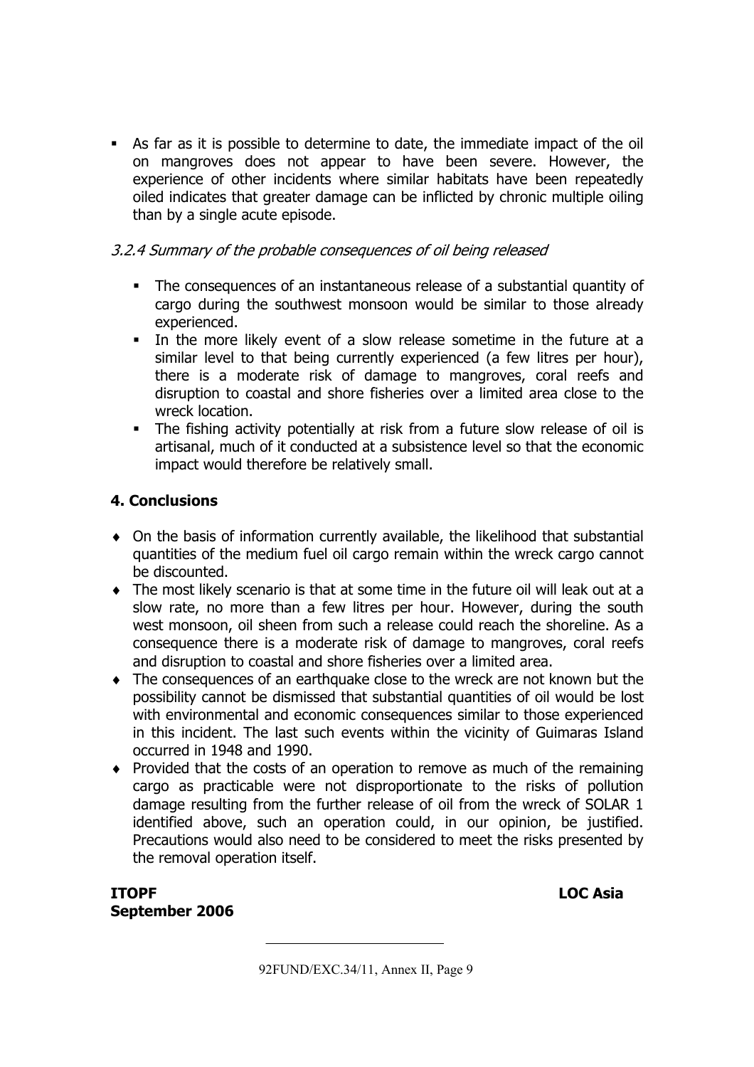- As far as it is possible to determine to date, the immediate impact of the oil on mangroves does not appear to have been severe. However, the experience of other incidents where similar habitats have been repeatedly oiled indicates that greater damage can be inflicted by chronic multiple oiling than by a single acute episode.

*3.2.4 Summary of the probable consequences of oil being released*

- The consequences of an instantaneous release of a substantial quantity of cargo during the southwest monsoon would be similar to those already experienced.
- In the more likely event of a slow release sometime in the future at a similar level to that being currently experienced (a few litres per hour), there is a moderate risk of damage to mangroves, coral reefs and disruption to coastal and shore fisheries over a limited area close to the wreck location.
- The fishing activity potentially at risk from a future slow release of oil is artisanal, much of it conducted at a subsistence level so that the economic impact would therefore be relatively small.

## 4. Conclusions

- On the basis of information currently available, the likelihood that substantial quantities of the medium fuel oil cargo remain within the wreck cargo cannot be discounted.
- The most likely scenario is that at some time in the future oil will leak out at a slow rate, no more than a few litres per hour. However, during the south west monsoon, oil sheen from such a release could reach the shoreline. As a consequence there is a moderate risk of damage to mangroves, coral reefs and disruption to coastal and shore fisheries over a limited area.
- The consequences of an earthquake close to the wreck are not known but the possibility cannot be dismissed that substantial quantities of oil would be lost with environmental and economic consequences similar to those experienced in this incident. The last such events within the vicinity of Guimaras Island occurred in 1948 and 1990.
- Provided that the costs of an operation to remove as much of the remaining cargo as practicable were not disproportionate to the risks of pollution damage resulting from the further release of oil from the wreck of SOLAR 1 identified above, such an operation could, in our opinion, be justified. Precautions would also need to be considered to meet the risks presented by the removal operation itself.

**ITOPF** **LOC Asia**
**September 2006**